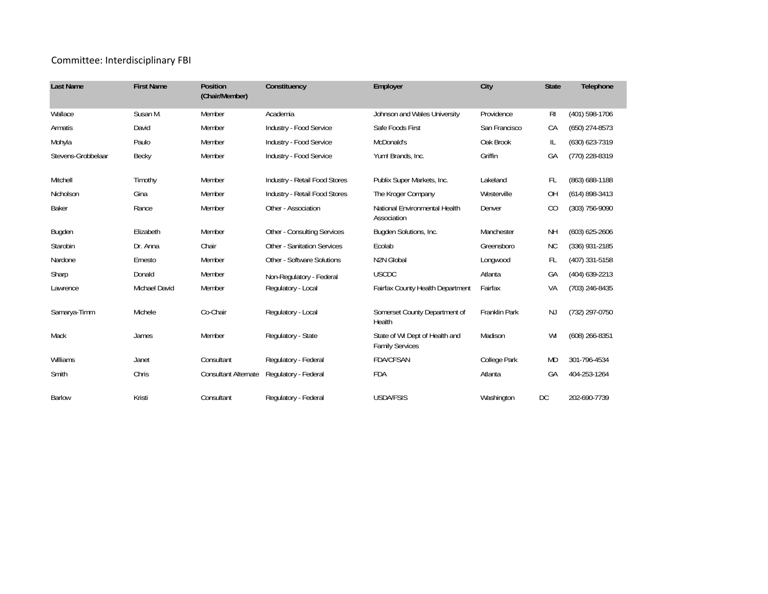Committee: Interdisciplinary FBI

| Last Name | First Name | Position (Chair/Member) | Constituency | Employer | City | State | Telephone |
|---|---|---|---|---|---|---|---|
| Wallace | Susan M. | Member | Academia | Johnson and Wales University | Providence | RI | (401) 598-1706 |
| Armatis | David | Member | Industry - Food Service | Safe Foods First | San Francisco | CA | (650) 274-8573 |
| Mohyla | Paulo | Member | Industry - Food Service | McDonald's | Oak Brook | IL | (630) 623-7319 |
| Stevens-Grobbelaar | Becky | Member | Industry - Food Service | Yum! Brands, Inc. | Griffin | GA | (770) 228-8319 |
| Mitchell | Timothy | Member | Industry - Retail Food Stores | Publix Super Markets, Inc. | Lakeland | FL | (863) 688-1188 |
| Nicholson | Gina | Member | Industry - Retail Food Stores | The Kroger Company | Westerville | OH | (614) 898-3413 |
| Baker | Rance | Member | Other - Association | National Environmental Health Association | Denver | CO | (303) 756-9090 |
| Bugden | Elizabeth | Member | Other - Consulting Services | Bugden Solutions, Inc. | Manchester | NH | (603) 625-2606 |
| Starobin | Dr. Anna | Chair | Other - Sanitation Services | Ecolab | Greensboro | NC | (336) 931-2185 |
| Nardone | Ernesto | Member | Other - Software Solutions | N2N Global | Longwood | FL | (407) 331-5158 |
| Sharp | Donald | Member | Non-Regulatory - Federal | USCDC | Atlanta | GA | (404) 639-2213 |
| Lawrence | Michael David | Member | Regulatory - Local | Fairfax County Health Department | Fairfax | VA | (703) 246-8435 |
| Samarya-Timm | Michele | Co-Chair | Regulatory - Local | Somerset County Department of Health | Franklin Park | NJ | (732) 297-0750 |
| Mack | James | Member | Regulatory - State | State of WI Dept of Health and Family Services | Madison | WI | (608) 266-8351 |
| Williams | Janet | Consultant | Regulatory - Federal | FDA/CFSAN | College Park | MD | 301-796-4534 |
| Smith | Chris | Consultant Alternate | Regulatory - Federal | FDA | Atlanta | GA | 404-253-1264 |
| Barlow | Kristi | Consultant | Regulatory - Federal | USDA/FSIS | Washington | DC | 202-690-7739 |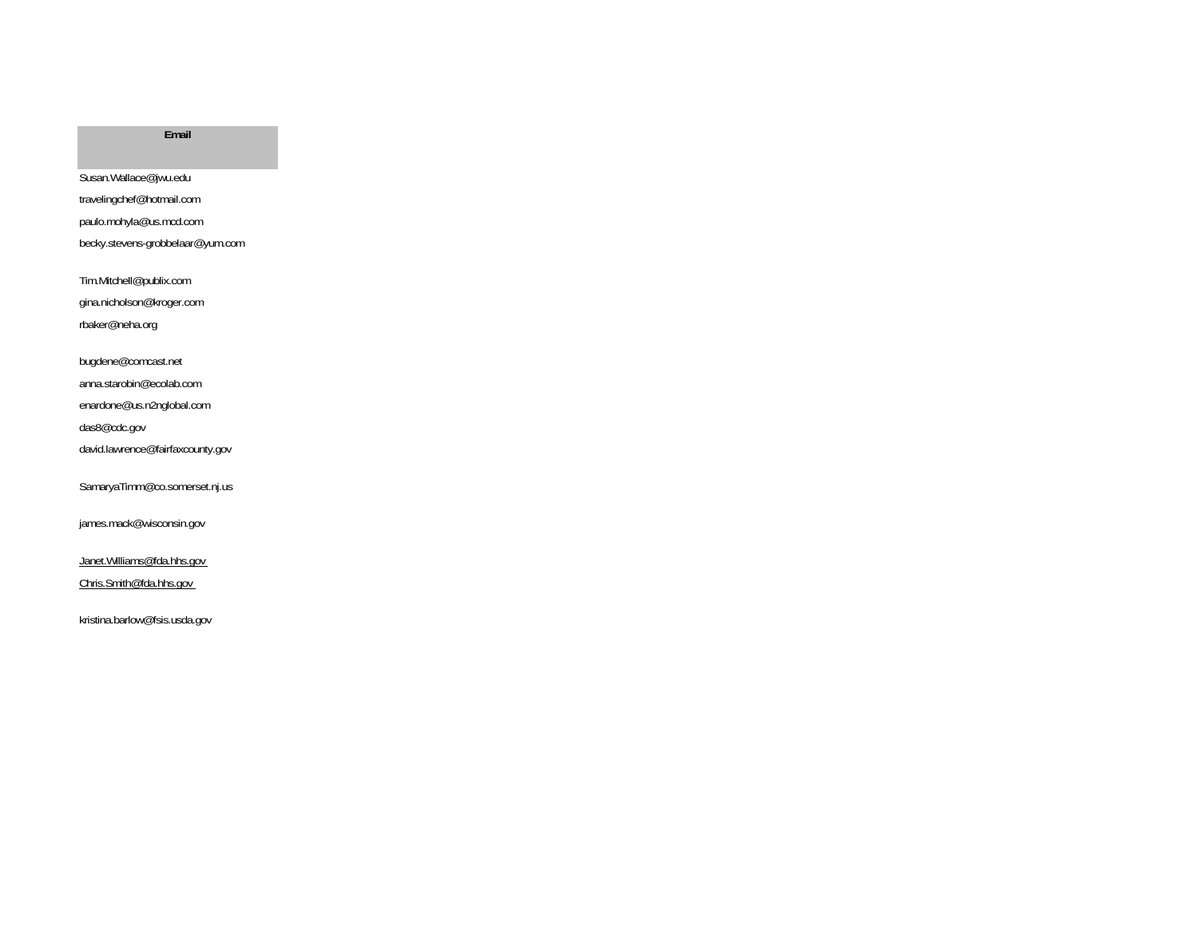| Email |
| --- |
| Susan.Wallace@jwu.edu |
| travelingchef@hotmail.com |
| paulo.mohyla@us.mcd.com |
| becky.stevens-grobbelaar@yum.com |
| |
| Tim.Mitchell@publix.com |
| gina.nicholson@kroger.com |
| rbaker@neha.org |
| |
| bugdene@comcast.net |
| anna.starobin@ecolab.com |
| enardone@us.n2nglobal.com |
| das8@cdc.gov |
| david.lawrence@fairfaxcounty.gov |
| |
| SamaryaTimm@co.somerset.nj.us |
| |
| james.mack@wisconsin.gov |
| |
| Janet.Williams@fda.hhs.gov |
| Chris.Smith@fda.hhs.gov |
| |
| kristina.barlow@fsis.usda.gov |